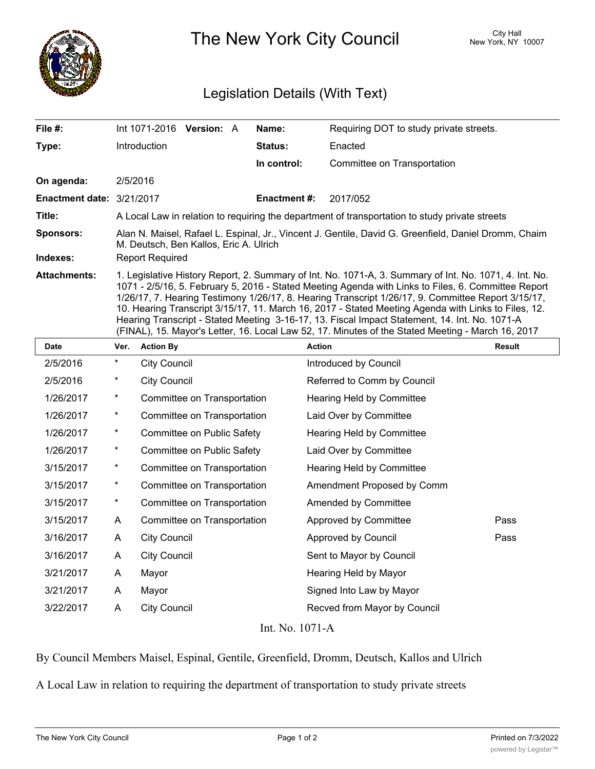# The New York City Council

City Hall
New York, NY 10007

## Legislation Details (With Text)

| | | | |
|---|---|---|---|
| **File #:** | Int 1071-2016 **Version:** A | **Name:** | Requiring DOT to study private streets. |
| **Type:** | Introduction | **Status:** | Enacted |
| | | **In control:** | Committee on Transportation |
| **On agenda:** | 2/5/2016 | | |
| **Enactment date:** | 3/21/2017 | **Enactment #:** | 2017/052 |

**Title:** A Local Law in relation to requiring the department of transportation to study private streets

**Sponsors:** Alan N. Maisel, Rafael L. Espinal, Jr., Vincent J. Gentile, David G. Greenfield, Daniel Dromm, Chaim M. Deutsch, Ben Kallos, Eric A. Ulrich

**Indexes:** Report Required

**Attachments:** 1. Legislative History Report, 2. Summary of Int. No. 1071-A, 3. Summary of Int. No. 1071, 4. Int. No. 1071 - 2/5/16, 5. February 5, 2016 - Stated Meeting Agenda with Links to Files, 6. Committee Report 1/26/17, 7. Hearing Testimony 1/26/17, 8. Hearing Transcript 1/26/17, 9. Committee Report 3/15/17, 10. Hearing Transcript 3/15/17, 11. March 16, 2017 - Stated Meeting Agenda with Links to Files, 12. Hearing Transcript - Stated Meeting 3-16-17, 13. Fiscal Impact Statement, 14. Int. No. 1071-A (FINAL), 15. Mayor's Letter, 16. Local Law 52, 17. Minutes of the Stated Meeting - March 16, 2017

| Date | Ver. | Action By | Action | Result |
|---|---|---|---|---|
| 2/5/2016 | * | City Council | Introduced by Council | |
| 2/5/2016 | * | City Council | Referred to Comm by Council | |
| 1/26/2017 | * | Committee on Transportation | Hearing Held by Committee | |
| 1/26/2017 | * | Committee on Transportation | Laid Over by Committee | |
| 1/26/2017 | * | Committee on Public Safety | Hearing Held by Committee | |
| 1/26/2017 | * | Committee on Public Safety | Laid Over by Committee | |
| 3/15/2017 | * | Committee on Transportation | Hearing Held by Committee | |
| 3/15/2017 | * | Committee on Transportation | Amendment Proposed by Comm | |
| 3/15/2017 | * | Committee on Transportation | Amended by Committee | |
| 3/15/2017 | A | Committee on Transportation | Approved by Committee | Pass |
| 3/16/2017 | A | City Council | Approved by Council | Pass |
| 3/16/2017 | A | City Council | Sent to Mayor by Council | |
| 3/21/2017 | A | Mayor | Hearing Held by Mayor | |
| 3/21/2017 | A | Mayor | Signed Into Law by Mayor | |
| 3/22/2017 | A | City Council | Recved from Mayor by Council | |

Int. No. 1071-A

By Council Members Maisel, Espinal, Gentile, Greenfield, Dromm, Deutsch, Kallos and Ulrich

A Local Law in relation to requiring the department of transportation to study private streets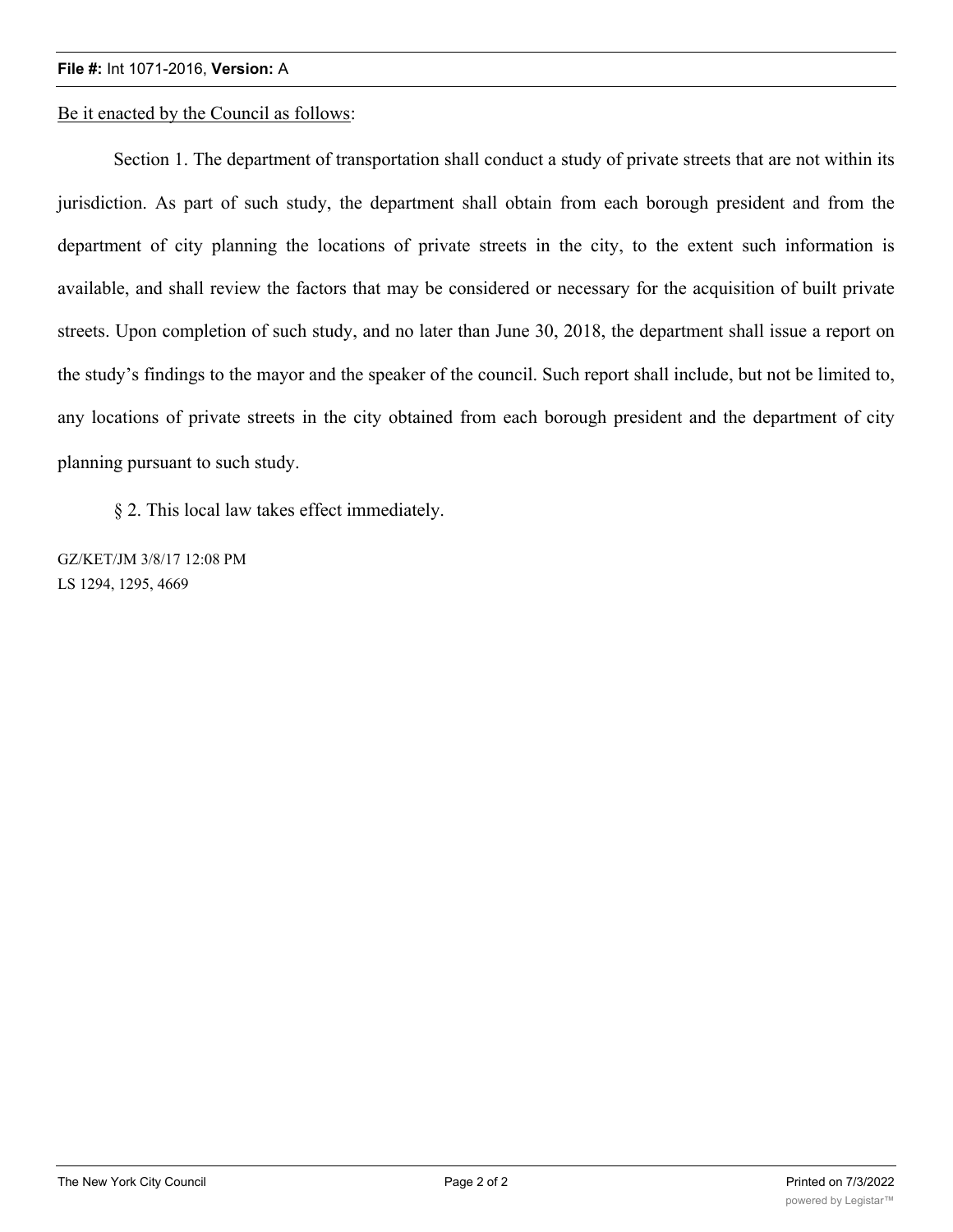Be it enacted by the Council as follows:

Section 1. The department of transportation shall conduct a study of private streets that are not within its jurisdiction. As part of such study, the department shall obtain from each borough president and from the department of city planning the locations of private streets in the city, to the extent such information is available, and shall review the factors that may be considered or necessary for the acquisition of built private streets. Upon completion of such study, and no later than June 30, 2018, the department shall issue a report on the study's findings to the mayor and the speaker of the council. Such report shall include, but not be limited to, any locations of private streets in the city obtained from each borough president and the department of city planning pursuant to such study.

§ 2. This local law takes effect immediately.

GZ/KET/JM 3/8/17 12:08 PM
LS 1294, 1295, 4669